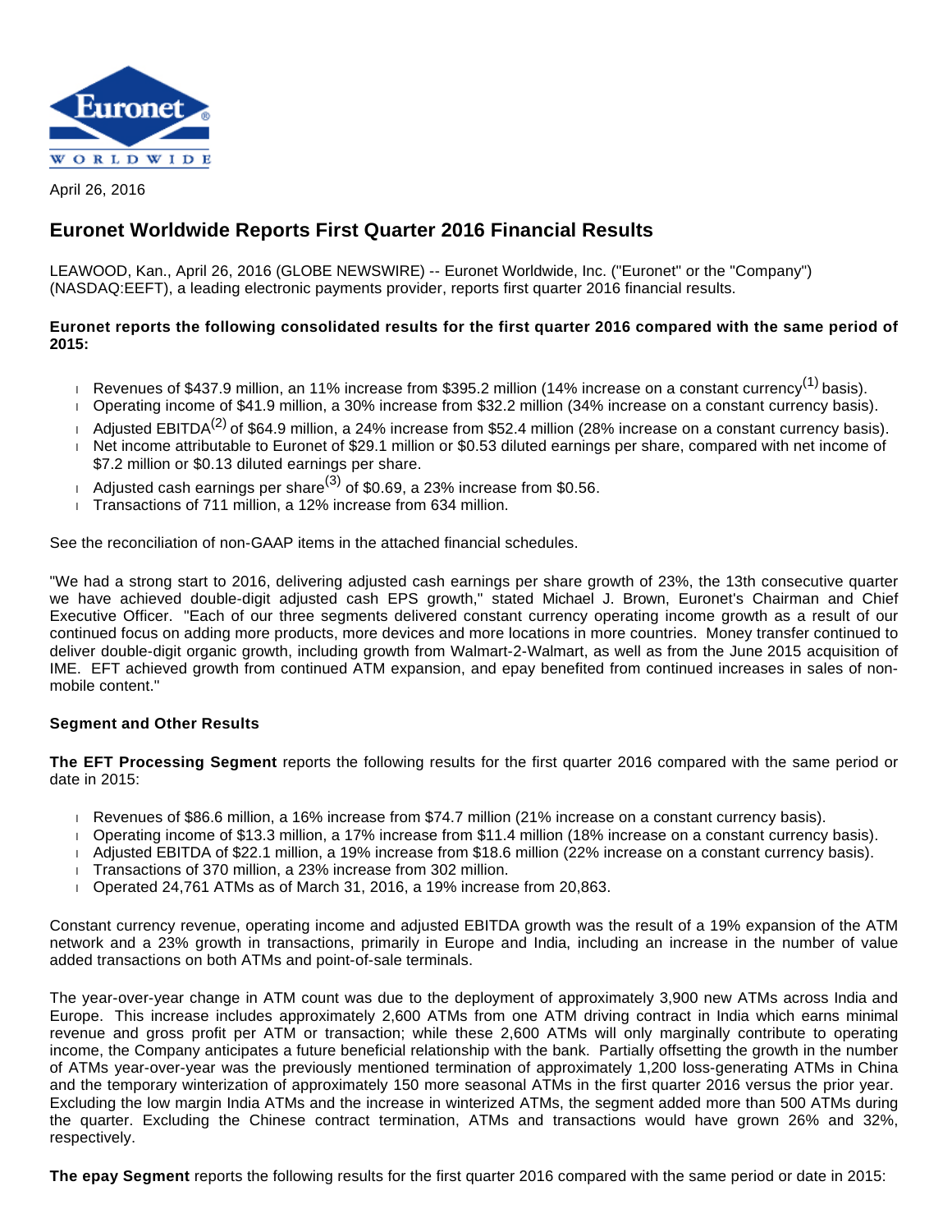April 26, 2016

# Euronet Worldwide Reports First Quarter 2016 Financial Results

LEAWOOD, Kan., April 26, 2016 (GLOBE NEWSWIRE) -- Euronet Worldwide, Inc. ("Euronet" or the "Company") (NASDAQ:EEFT), a leading electronic payments provider, reports first quarter 2016 financial results.

**Euronet reports the following consolidated results for the first quarter 2016 compared with the same period of 2015:**

- Revenues of $437.9 million, an 11% increase from $395.2 million (14% increase on a constant currency[1] basis).
- Operating income of $41.9 million, a 30% increase from $32.2 million (34% increase on a constant currency basis).
- Adjusted EBITDA[2] of $64.9 million, a 24% increase from $52.4 million (28% increase on a constant currency basis).
- Net income attributable to Euronet of $29.1 million or $0.53 diluted earnings per share, compared with net income of $7.2 million or $0.13 diluted earnings per share.
- Adjusted cash earnings per share[3] of $0.69, a 23% increase from $0.56.
- Transactions of 711 million, a 12% increase from 634 million.

See the reconciliation of non-GAAP items in the attached financial schedules.

"We had a strong start to 2016, delivering adjusted cash earnings per share growth of 23%, the 13th consecutive quarter we have achieved double-digit adjusted cash EPS growth," stated Michael J. Brown, Euronet's Chairman and Chief Executive Officer. "Each of our three segments delivered constant currency operating income growth as a result of our continued focus on adding more products, more devices and more locations in more countries. Money transfer continued to deliver double-digit organic growth, including growth from Walmart-2-Walmart, as well as from the June 2015 acquisition of IME. EFT achieved growth from continued ATM expansion, and epay benefited from continued increases in sales of non-mobile content."

**Segment and Other Results**

**The EFT Processing Segment** reports the following results for the first quarter 2016 compared with the same period or date in 2015:

- Revenues of $86.6 million, a 16% increase from $74.7 million (21% increase on a constant currency basis).
- Operating income of $13.3 million, a 17% increase from $11.4 million (18% increase on a constant currency basis).
- Adjusted EBITDA of $22.1 million, a 19% increase from $18.6 million (22% increase on a constant currency basis).
- Transactions of 370 million, a 23% increase from 302 million.
- Operated 24,761 ATMs as of March 31, 2016, a 19% increase from 20,863.

Constant currency revenue, operating income and adjusted EBITDA growth was the result of a 19% expansion of the ATM network and a 23% growth in transactions, primarily in Europe and India, including an increase in the number of value added transactions on both ATMs and point-of-sale terminals.

The year-over-year change in ATM count was due to the deployment of approximately 3,900 new ATMs across India and Europe. This increase includes approximately 2,600 ATMs from one ATM driving contract in India which earns minimal revenue and gross profit per ATM or transaction; while these 2,600 ATMs will only marginally contribute to operating income, the Company anticipates a future beneficial relationship with the bank. Partially offsetting the growth in the number of ATMs year-over-year was the previously mentioned termination of approximately 1,200 loss-generating ATMs in China and the temporary winterization of approximately 150 more seasonal ATMs in the first quarter 2016 versus the prior year. Excluding the low margin India ATMs and the increase in winterized ATMs, the segment added more than 500 ATMs during the quarter. Excluding the Chinese contract termination, ATMs and transactions would have grown 26% and 32%, respectively.

**The epay Segment** reports the following results for the first quarter 2016 compared with the same period or date in 2015: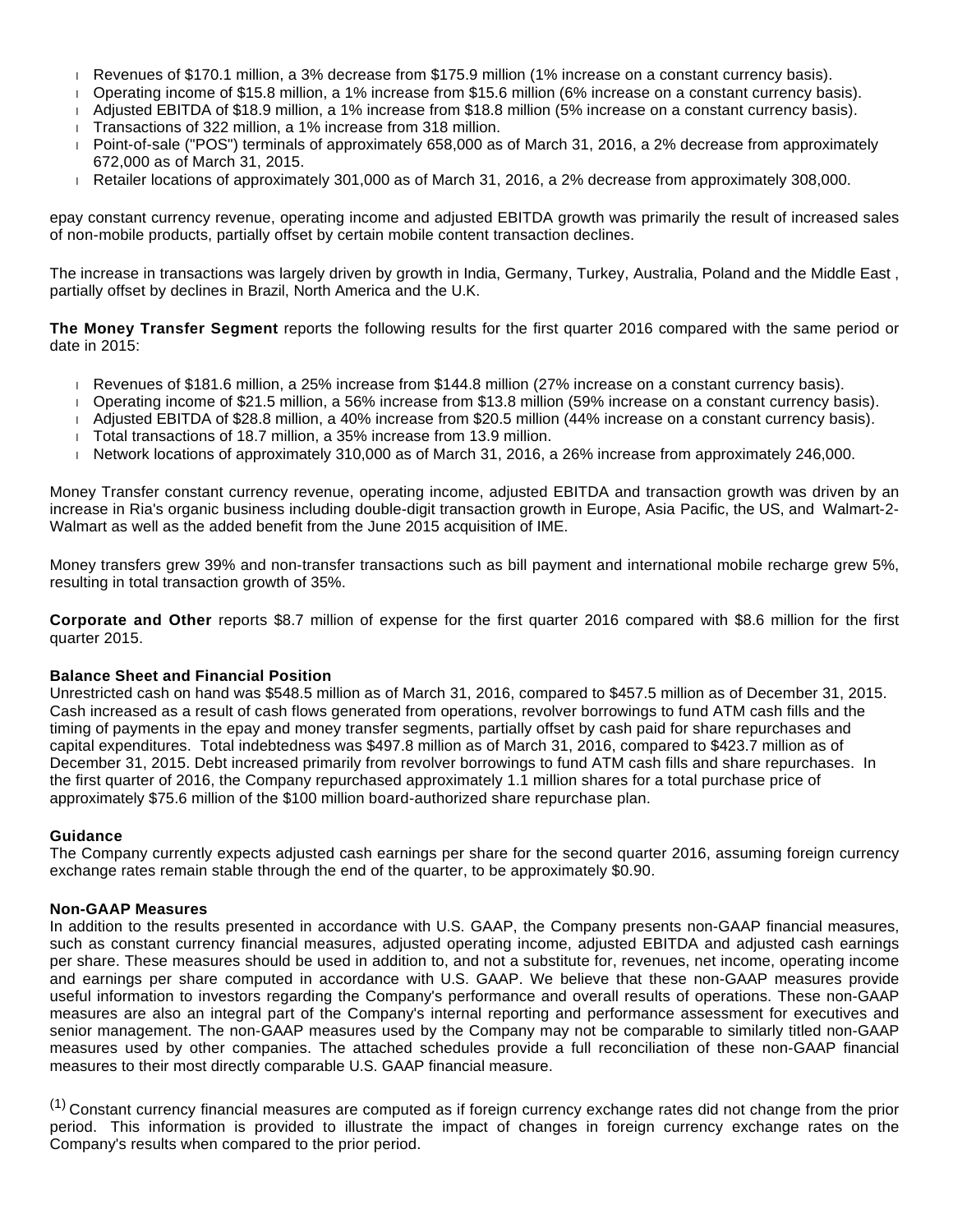- Revenues of $170.1 million, a 3% decrease from $175.9 million (1% increase on a constant currency basis).
- Operating income of $15.8 million, a 1% increase from $15.6 million (6% increase on a constant currency basis).
- Adjusted EBITDA of $18.9 million, a 1% increase from $18.8 million (5% increase on a constant currency basis).
- Transactions of 322 million, a 1% increase from 318 million.
- Point-of-sale ("POS") terminals of approximately 658,000 as of March 31, 2016, a 2% decrease from approximately 672,000 as of March 31, 2015.
- Retailer locations of approximately 301,000 as of March 31, 2016, a 2% decrease from approximately 308,000.

epay constant currency revenue, operating income and adjusted EBITDA growth was primarily the result of increased sales of non-mobile products, partially offset by certain mobile content transaction declines.

The increase in transactions was largely driven by growth in India, Germany, Turkey, Australia, Poland and the Middle East , partially offset by declines in Brazil, North America and the U.K.

**The Money Transfer Segment** reports the following results for the first quarter 2016 compared with the same period or date in 2015:

- Revenues of $181.6 million, a 25% increase from $144.8 million (27% increase on a constant currency basis).
- Operating income of $21.5 million, a 56% increase from $13.8 million (59% increase on a constant currency basis).
- Adjusted EBITDA of $28.8 million, a 40% increase from $20.5 million (44% increase on a constant currency basis).
- Total transactions of 18.7 million, a 35% increase from 13.9 million.
- Network locations of approximately 310,000 as of March 31, 2016, a 26% increase from approximately 246,000.

Money Transfer constant currency revenue, operating income, adjusted EBITDA and transaction growth was driven by an increase in Ria's organic business including double-digit transaction growth in Europe, Asia Pacific, the US, and Walmart-2-Walmart as well as the added benefit from the June 2015 acquisition of IME.

Money transfers grew 39% and non-transfer transactions such as bill payment and international mobile recharge grew 5%, resulting in total transaction growth of 35%.

**Corporate and Other** reports $8.7 million of expense for the first quarter 2016 compared with $8.6 million for the first quarter 2015.

**Balance Sheet and Financial Position**

Unrestricted cash on hand was $548.5 million as of March 31, 2016, compared to $457.5 million as of December 31, 2015. Cash increased as a result of cash flows generated from operations, revolver borrowings to fund ATM cash fills and the timing of payments in the epay and money transfer segments, partially offset by cash paid for share repurchases and capital expenditures. Total indebtedness was $497.8 million as of March 31, 2016, compared to $423.7 million as of December 31, 2015. Debt increased primarily from revolver borrowings to fund ATM cash fills and share repurchases. In the first quarter of 2016, the Company repurchased approximately 1.1 million shares for a total purchase price of approximately $75.6 million of the $100 million board-authorized share repurchase plan.

**Guidance**

The Company currently expects adjusted cash earnings per share for the second quarter 2016, assuming foreign currency exchange rates remain stable through the end of the quarter, to be approximately $0.90.

**Non-GAAP Measures**

In addition to the results presented in accordance with U.S. GAAP, the Company presents non-GAAP financial measures, such as constant currency financial measures, adjusted operating income, adjusted EBITDA and adjusted cash earnings per share. These measures should be used in addition to, and not a substitute for, revenues, net income, operating income and earnings per share computed in accordance with U.S. GAAP. We believe that these non-GAAP measures provide useful information to investors regarding the Company's performance and overall results of operations. These non-GAAP measures are also an integral part of the Company's internal reporting and performance assessment for executives and senior management. The non-GAAP measures used by the Company may not be comparable to similarly titled non-GAAP measures used by other companies. The attached schedules provide a full reconciliation of these non-GAAP financial measures to their most directly comparable U.S. GAAP financial measure.

(1) Constant currency financial measures are computed as if foreign currency exchange rates did not change from the prior period. This information is provided to illustrate the impact of changes in foreign currency exchange rates on the Company's results when compared to the prior period.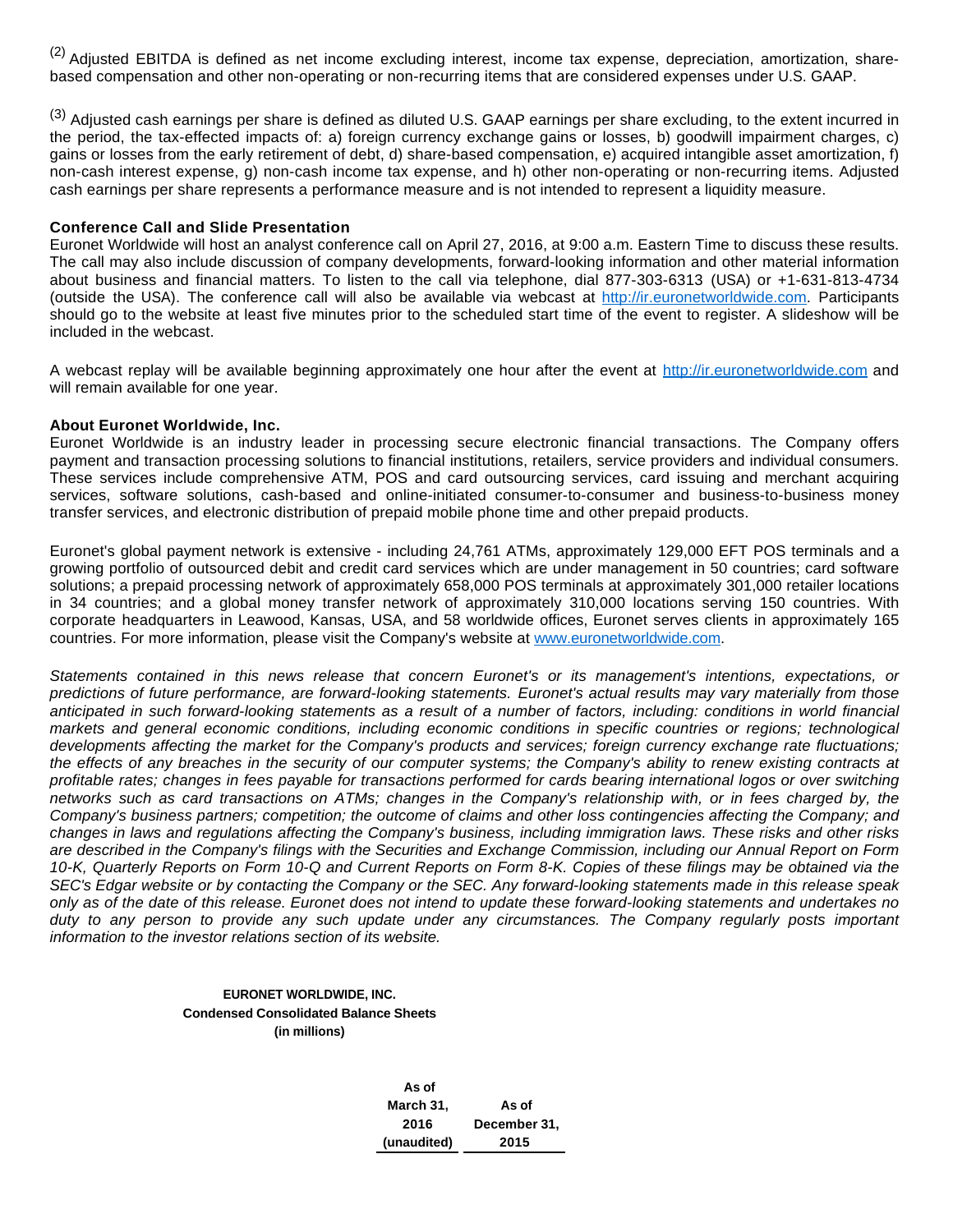[(2)] Adjusted EBITDA is defined as net income excluding interest, income tax expense, depreciation, amortization, share-based compensation and other non-operating or non-recurring items that are considered expenses under U.S. GAAP.

[(3)] Adjusted cash earnings per share is defined as diluted U.S. GAAP earnings per share excluding, to the extent incurred in the period, the tax-effected impacts of: a) foreign currency exchange gains or losses, b) goodwill impairment charges, c) gains or losses from the early retirement of debt, d) share-based compensation, e) acquired intangible asset amortization, f) non-cash interest expense, g) non-cash income tax expense, and h) other non-operating or non-recurring items. Adjusted cash earnings per share represents a performance measure and is not intended to represent a liquidity measure.

**Conference Call and Slide Presentation**

Euronet Worldwide will host an analyst conference call on April 27, 2016, at 9:00 a.m. Eastern Time to discuss these results. The call may also include discussion of company developments, forward-looking information and other material information about business and financial matters. To listen to the call via telephone, dial 877-303-6313 (USA) or +1-631-813-4734 (outside the USA). The conference call will also be available via webcast at http://ir.euronetworldwide.com. Participants should go to the website at least five minutes prior to the scheduled start time of the event to register. A slideshow will be included in the webcast.

A webcast replay will be available beginning approximately one hour after the event at http://ir.euronetworldwide.com and will remain available for one year.

**About Euronet Worldwide, Inc.**

Euronet Worldwide is an industry leader in processing secure electronic financial transactions. The Company offers payment and transaction processing solutions to financial institutions, retailers, service providers and individual consumers. These services include comprehensive ATM, POS and card outsourcing services, card issuing and merchant acquiring services, software solutions, cash-based and online-initiated consumer-to-consumer and business-to-business money transfer services, and electronic distribution of prepaid mobile phone time and other prepaid products.

Euronet's global payment network is extensive - including 24,761 ATMs, approximately 129,000 EFT POS terminals and a growing portfolio of outsourced debit and credit card services which are under management in 50 countries; card software solutions; a prepaid processing network of approximately 658,000 POS terminals at approximately 301,000 retailer locations in 34 countries; and a global money transfer network of approximately 310,000 locations serving 150 countries. With corporate headquarters in Leawood, Kansas, USA, and 58 worldwide offices, Euronet serves clients in approximately 165 countries. For more information, please visit the Company's website at www.euronetworldwide.com.

*Statements contained in this news release that concern Euronet's or its management's intentions, expectations, or predictions of future performance, are forward-looking statements. Euronet's actual results may vary materially from those anticipated in such forward-looking statements as a result of a number of factors, including: conditions in world financial markets and general economic conditions, including economic conditions in specific countries or regions; technological developments affecting the market for the Company's products and services; foreign currency exchange rate fluctuations; the effects of any breaches in the security of our computer systems; the Company's ability to renew existing contracts at profitable rates; changes in fees payable for transactions performed for cards bearing international logos or over switching networks such as card transactions on ATMs; changes in the Company's relationship with, or in fees charged by, the Company's business partners; competition; the outcome of claims and other loss contingencies affecting the Company; and changes in laws and regulations affecting the Company's business, including immigration laws. These risks and other risks are described in the Company's filings with the Securities and Exchange Commission, including our Annual Report on Form 10-K, Quarterly Reports on Form 10-Q and Current Reports on Form 8-K. Copies of these filings may be obtained via the SEC's Edgar website or by contacting the Company or the SEC. Any forward-looking statements made in this release speak only as of the date of this release. Euronet does not intend to update these forward-looking statements and undertakes no duty to any person to provide any such update under any circumstances. The Company regularly posts important information to the investor relations section of its website.*

**EURONET WORLDWIDE, INC.**
**Condensed Consolidated Balance Sheets**
**(in millions)**

| | As of March 31, 2016 (unaudited) | As of December 31, 2015 |
|---|---|---|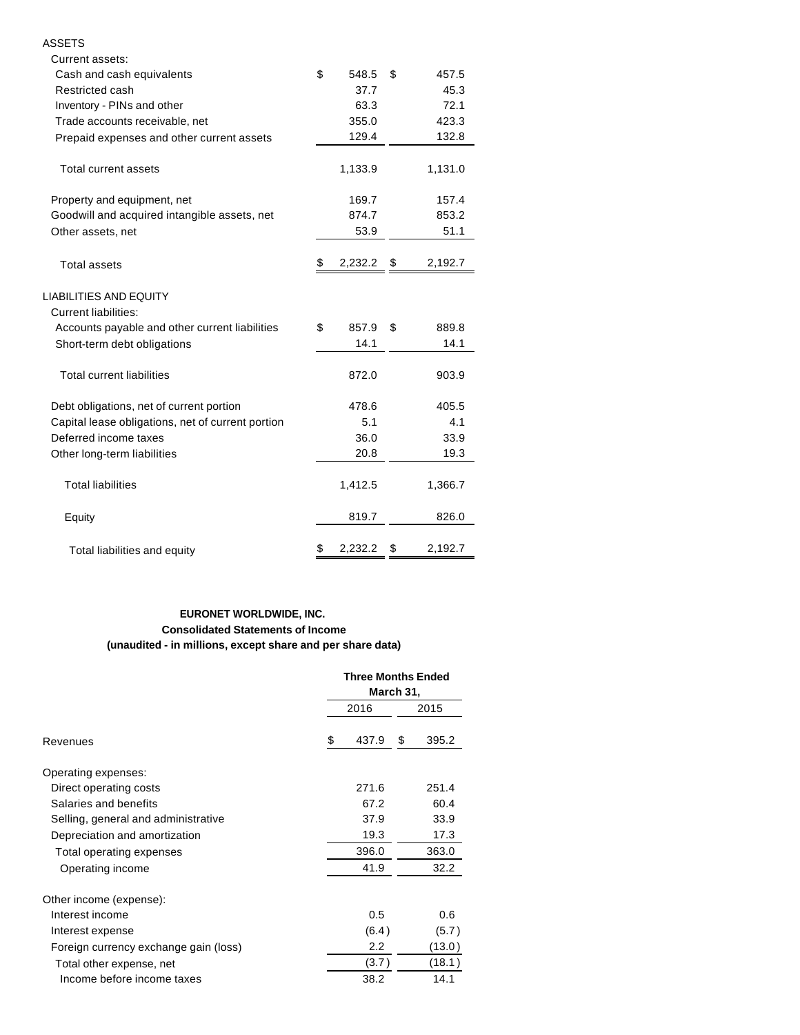| | | |
|---|---|---|
| ASSETS | | |
| Current assets: | | |
| Cash and cash equivalents | $ 548.5 | $ 457.5 |
| Restricted cash | 37.7 | 45.3 |
| Inventory - PINs and other | 63.3 | 72.1 |
| Trade accounts receivable, net | 355.0 | 423.3 |
| Prepaid expenses and other current assets | 129.4 | 132.8 |
| Total current assets | 1,133.9 | 1,131.0 |
| Property and equipment, net | 169.7 | 157.4 |
| Goodwill and acquired intangible assets, net | 874.7 | 853.2 |
| Other assets, net | 53.9 | 51.1 |
| Total assets | $ 2,232.2 | $ 2,192.7 |
| LIABILITIES AND EQUITY | | |
| Current liabilities: | | |
| Accounts payable and other current liabilities | $ 857.9 | $ 889.8 |
| Short-term debt obligations | 14.1 | 14.1 |
| Total current liabilities | 872.0 | 903.9 |
| Debt obligations, net of current portion | 478.6 | 405.5 |
| Capital lease obligations, net of current portion | 5.1 | 4.1 |
| Deferred income taxes | 36.0 | 33.9 |
| Other long-term liabilities | 20.8 | 19.3 |
| Total liabilities | 1,412.5 | 1,366.7 |
| Equity | 819.7 | 826.0 |
| Total liabilities and equity | $ 2,232.2 | $ 2,192.7 |

**EURONET WORLDWIDE, INC.**
**Consolidated Statements of Income**
**(unaudited - in millions, except share and per share data)**

| | Three Months Ended March 31, | |
|---|---|---|
| | 2016 | 2015 |
| Revenues | $ 437.9 | $ 395.2 |
| Operating expenses: | | |
| Direct operating costs | 271.6 | 251.4 |
| Salaries and benefits | 67.2 | 60.4 |
| Selling, general and administrative | 37.9 | 33.9 |
| Depreciation and amortization | 19.3 | 17.3 |
| Total operating expenses | 396.0 | 363.0 |
| Operating income | 41.9 | 32.2 |
| Other income (expense): | | |
| Interest income | 0.5 | 0.6 |
| Interest expense | (6.4) | (5.7) |
| Foreign currency exchange gain (loss) | 2.2 | (13.0) |
| Total other expense, net | (3.7) | (18.1) |
| Income before income taxes | 38.2 | 14.1 |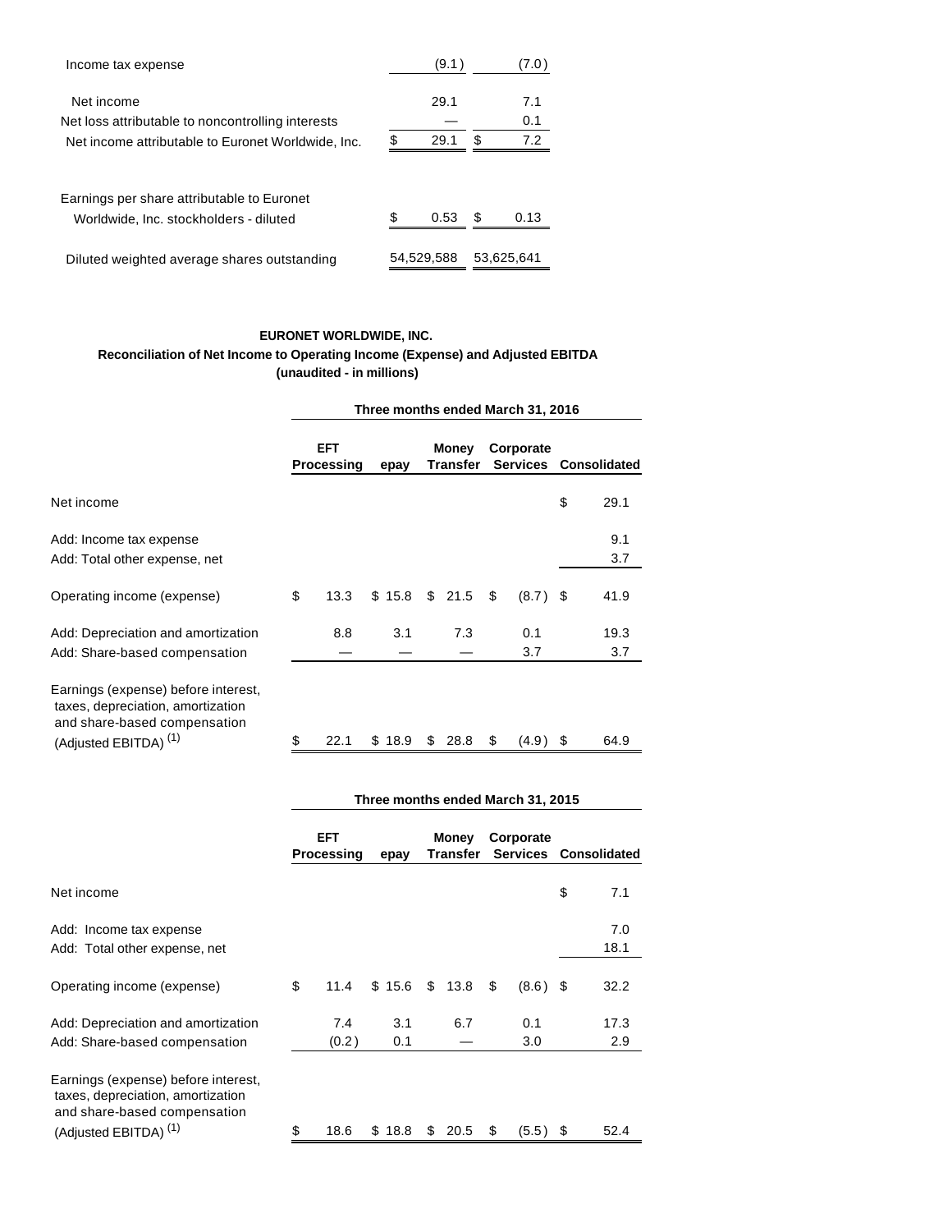| | | |
|---|---|---|
| Income tax expense | (9.1) | (7.0) |
| Net income | 29.1 | 7.1 |
| Net loss attributable to noncontrolling interests | — | 0.1 |
| Net income attributable to Euronet Worldwide, Inc. | $ 29.1 | $ 7.2 |
| Earnings per share attributable to Euronet Worldwide, Inc. stockholders - diluted | $ 0.53 | $ 0.13 |
| Diluted weighted average shares outstanding | 54,529,588 | 53,625,641 |

**EURONET WORLDWIDE, INC.**
**Reconciliation of Net Income to Operating Income (Expense) and Adjusted EBITDA**
**(unaudited - in millions)**

| | Three months ended March 31, 2016 | | | | |
|---|---|---|---|---|---|
| | **EFT Processing** | **epay** | **Money Transfer** | **Corporate Services** | **Consolidated** |
| Net income | | | | | $ 29.1 |
| Add: Income tax expense | | | | | 9.1 |
| Add: Total other expense, net | | | | | 3.7 |
| Operating income (expense) | $ 13.3 | $ 15.8 | $ 21.5 | $ (8.7) | $ 41.9 |
| Add: Depreciation and amortization | 8.8 | 3.1 | 7.3 | 0.1 | 19.3 |
| Add: Share-based compensation | — | — | — | 3.7 | 3.7 |
| Earnings (expense) before interest, taxes, depreciation, amortization and share-based compensation (Adjusted EBITDA) (1) | $ 22.1 | $ 18.9 | $ 28.8 | $ (4.9) | $ 64.9 |

| | Three months ended March 31, 2015 | | | | |
|---|---|---|---|---|---|
| | **EFT Processing** | **epay** | **Money Transfer** | **Corporate Services** | **Consolidated** |
| Net income | | | | | $ 7.1 |
| Add: Income tax expense | | | | | 7.0 |
| Add: Total other expense, net | | | | | 18.1 |
| Operating income (expense) | $ 11.4 | $ 15.6 | $ 13.8 | $ (8.6) | $ 32.2 |
| Add: Depreciation and amortization | 7.4 | 3.1 | 6.7 | 0.1 | 17.3 |
| Add: Share-based compensation | (0.2) | 0.1 | — | 3.0 | 2.9 |
| Earnings (expense) before interest, taxes, depreciation, amortization and share-based compensation (Adjusted EBITDA) (1) | $ 18.6 | $ 18.8 | $ 20.5 | $ (5.5) | $ 52.4 |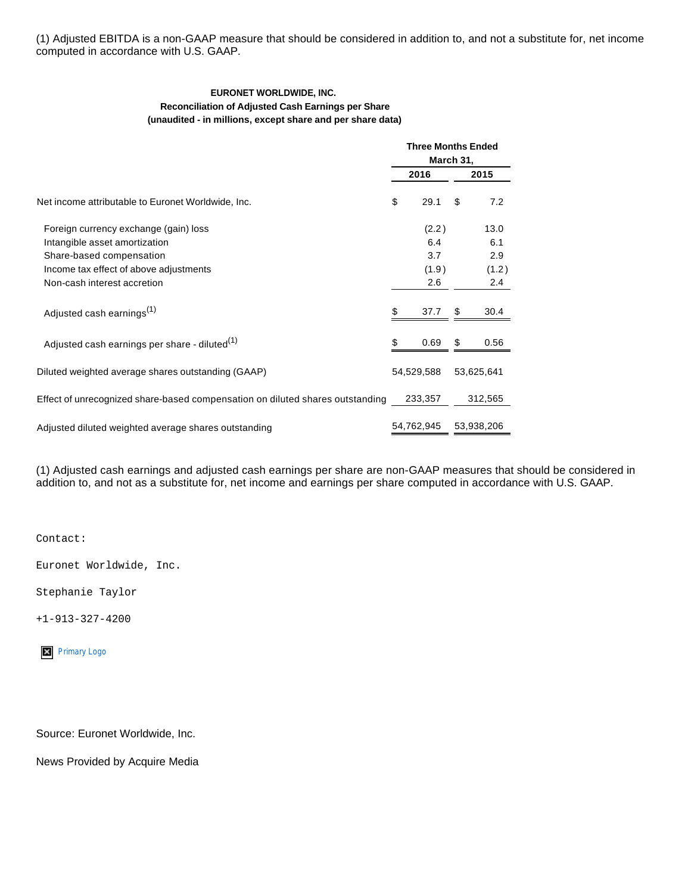(1) Adjusted EBITDA is a non-GAAP measure that should be considered in addition to, and not a substitute for, net income computed in accordance with U.S. GAAP.

**EURONET WORLDWIDE, INC.**
**Reconciliation of Adjusted Cash Earnings per Share**
**(unaudited - in millions, except share and per share data)**

| | Three Months Ended March 31, | |
|---|---|---|
| | **2016** | **2015** |
| Net income attributable to Euronet Worldwide, Inc. | $ 29.1 | $ 7.2 |
| Foreign currency exchange (gain) loss | (2.2) | 13.0 |
| Intangible asset amortization | 6.4 | 6.1 |
| Share-based compensation | 3.7 | 2.9 |
| Income tax effect of above adjustments | (1.9) | (1.2) |
| Non-cash interest accretion | 2.6 | 2.4 |
| Adjusted cash earnings[(1)] | $ 37.7 | $ 30.4 |
| Adjusted cash earnings per share - diluted[(1)] | $ 0.69 | $ 0.56 |
| Diluted weighted average shares outstanding (GAAP) | 54,529,588 | 53,625,641 |
| Effect of unrecognized share-based compensation on diluted shares outstanding | 233,357 | 312,565 |
| Adjusted diluted weighted average shares outstanding | 54,762,945 | 53,938,206 |

(1) Adjusted cash earnings and adjusted cash earnings per share are non-GAAP measures that should be considered in addition to, and not as a substitute for, net income and earnings per share computed in accordance with U.S. GAAP.

Contact:

Euronet Worldwide, Inc.

Stephanie Taylor

+1-913-327-4200

Primary Logo

Source: Euronet Worldwide, Inc.

News Provided by Acquire Media